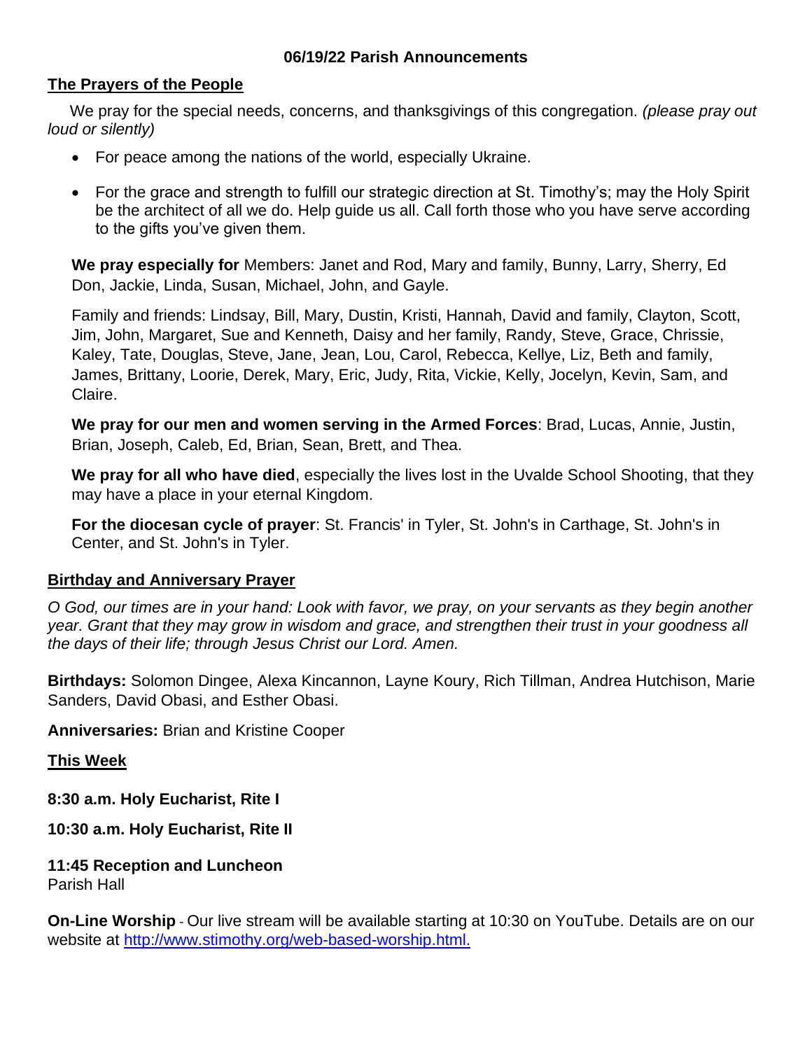**06/19/22 Parish Announcements**

## The Prayers of the People

We pray for the special needs, concerns, and thanksgivings of this congregation. *(please pray out loud or silently)*

- For peace among the nations of the world, especially Ukraine.
- For the grace and strength to fulfill our strategic direction at St. Timothy's; may the Holy Spirit be the architect of all we do. Help guide us all. Call forth those who you have serve according to the gifts you've given them.

**We pray especially for** Members: Janet and Rod, Mary and family, Bunny, Larry, Sherry, Ed Don, Jackie, Linda, Susan, Michael, John, and Gayle.

Family and friends: Lindsay, Bill, Mary, Dustin, Kristi, Hannah, David and family, Clayton, Scott, Jim, John, Margaret, Sue and Kenneth, Daisy and her family, Randy, Steve, Grace, Chrissie, Kaley, Tate, Douglas, Steve, Jane, Jean, Lou, Carol, Rebecca, Kellye, Liz, Beth and family, James, Brittany, Loorie, Derek, Mary, Eric, Judy, Rita, Vickie, Kelly, Jocelyn, Kevin, Sam, and Claire.

**We pray for our men and women serving in the Armed Forces**: Brad, Lucas, Annie, Justin, Brian, Joseph, Caleb, Ed, Brian, Sean, Brett, and Thea.

**We pray for all who have died**, especially the lives lost in the Uvalde School Shooting, that they may have a place in your eternal Kingdom.

**For the diocesan cycle of prayer**: St. Francis' in Tyler, St. John's in Carthage, St. John's in Center, and St. John's in Tyler.

## Birthday and Anniversary Prayer

*O God, our times are in your hand: Look with favor, we pray, on your servants as they begin another year. Grant that they may grow in wisdom and grace, and strengthen their trust in your goodness all the days of their life; through Jesus Christ our Lord. Amen.*

**Birthdays:** Solomon Dingee, Alexa Kincannon, Layne Koury, Rich Tillman, Andrea Hutchison, Marie Sanders, David Obasi, and Esther Obasi.

**Anniversaries:** Brian and Kristine Cooper

## This Week

**8:30 a.m. Holy Eucharist, Rite I**

**10:30 a.m. Holy Eucharist, Rite II**

**11:45 Reception and Luncheon**
Parish Hall

**On-Line Worship** - Our live stream will be available starting at 10:30 on YouTube. Details are on our website at http://www.stimothy.org/web-based-worship.html.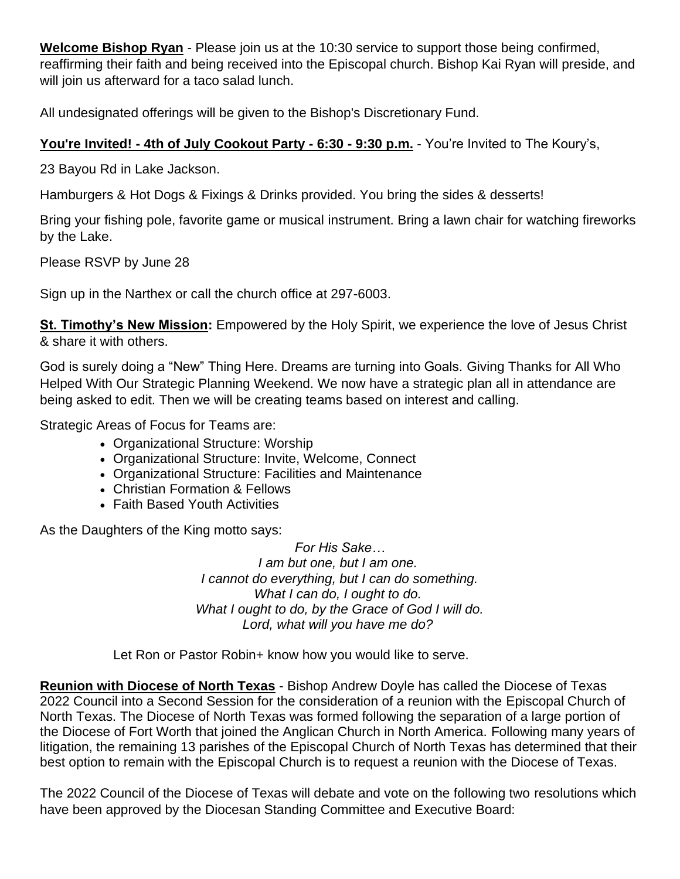**Welcome Bishop Ryan** - Please join us at the 10:30 service to support those being confirmed, reaffirming their faith and being received into the Episcopal church. Bishop Kai Ryan will preside, and will join us afterward for a taco salad lunch.

All undesignated offerings will be given to the Bishop's Discretionary Fund.

**You're Invited! - 4th of July Cookout Party - 6:30 - 9:30 p.m.** - You're Invited to The Koury's,

23 Bayou Rd in Lake Jackson.

Hamburgers & Hot Dogs & Fixings & Drinks provided. You bring the sides & desserts!

Bring your fishing pole, favorite game or musical instrument. Bring a lawn chair for watching fireworks by the Lake.

Please RSVP by June 28

Sign up in the Narthex or call the church office at 297-6003.

**St. Timothy's New Mission:** Empowered by the Holy Spirit, we experience the love of Jesus Christ & share it with others.

God is surely doing a "New" Thing Here. Dreams are turning into Goals. Giving Thanks for All Who Helped With Our Strategic Planning Weekend. We now have a strategic plan all in attendance are being asked to edit. Then we will be creating teams based on interest and calling.

Strategic Areas of Focus for Teams are:

- Organizational Structure: Worship
- Organizational Structure: Invite, Welcome, Connect
- Organizational Structure: Facilities and Maintenance
- Christian Formation & Fellows
- Faith Based Youth Activities

As the Daughters of the King motto says:

*For His Sake…*
*I am but one, but I am one.*
*I cannot do everything, but I can do something.*
*What I can do, I ought to do.*
*What I ought to do, by the Grace of God I will do.*
*Lord, what will you have me do?*

Let Ron or Pastor Robin+ know how you would like to serve.

**Reunion with Diocese of North Texas** - Bishop Andrew Doyle has called the Diocese of Texas 2022 Council into a Second Session for the consideration of a reunion with the Episcopal Church of North Texas. The Diocese of North Texas was formed following the separation of a large portion of the Diocese of Fort Worth that joined the Anglican Church in North America. Following many years of litigation, the remaining 13 parishes of the Episcopal Church of North Texas has determined that their best option to remain with the Episcopal Church is to request a reunion with the Diocese of Texas.

The 2022 Council of the Diocese of Texas will debate and vote on the following two resolutions which have been approved by the Diocesan Standing Committee and Executive Board: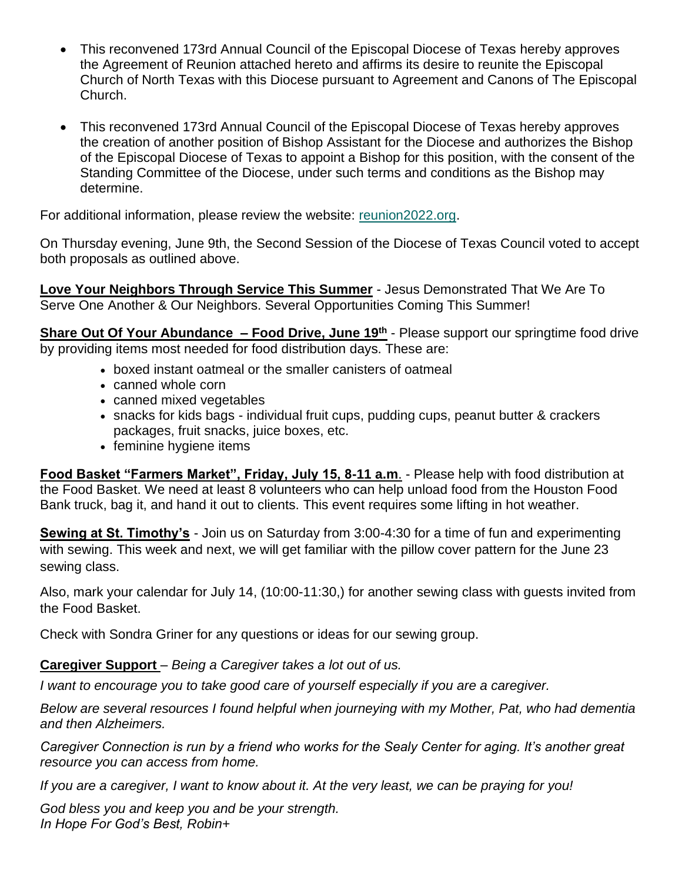- This reconvened 173rd Annual Council of the Episcopal Diocese of Texas hereby approves the Agreement of Reunion attached hereto and affirms its desire to reunite the Episcopal Church of North Texas with this Diocese pursuant to Agreement and Canons of The Episcopal Church.
- This reconvened 173rd Annual Council of the Episcopal Diocese of Texas hereby approves the creation of another position of Bishop Assistant for the Diocese and authorizes the Bishop of the Episcopal Diocese of Texas to appoint a Bishop for this position, with the consent of the Standing Committee of the Diocese, under such terms and conditions as the Bishop may determine.

For additional information, please review the website: reunion2022.org.

On Thursday evening, June 9th, the Second Session of the Diocese of Texas Council voted to accept both proposals as outlined above.

**Love Your Neighbors Through Service This Summer** - Jesus Demonstrated That We Are To Serve One Another & Our Neighbors. Several Opportunities Coming This Summer!

**Share Out Of Your Abundance – Food Drive, June 19th** - Please support our springtime food drive by providing items most needed for food distribution days. These are:

- boxed instant oatmeal or the smaller canisters of oatmeal
- canned whole corn
- canned mixed vegetables
- snacks for kids bags - individual fruit cups, pudding cups, peanut butter & crackers packages, fruit snacks, juice boxes, etc.
- feminine hygiene items

**Food Basket "Farmers Market", Friday, July 15, 8-11 a.m**. - Please help with food distribution at the Food Basket. We need at least 8 volunteers who can help unload food from the Houston Food Bank truck, bag it, and hand it out to clients. This event requires some lifting in hot weather.

**Sewing at St. Timothy's** - Join us on Saturday from 3:00-4:30 for a time of fun and experimenting with sewing. This week and next, we will get familiar with the pillow cover pattern for the June 23 sewing class.

Also, mark your calendar for July 14, (10:00-11:30,) for another sewing class with guests invited from the Food Basket.

Check with Sondra Griner for any questions or ideas for our sewing group.

**Caregiver Support** – *Being a Caregiver takes a lot out of us.*

*I want to encourage you to take good care of yourself especially if you are a caregiver.*

*Below are several resources I found helpful when journeying with my Mother, Pat, who had dementia and then Alzheimers.*

*Caregiver Connection is run by a friend who works for the Sealy Center for aging. It's another great resource you can access from home.*

*If you are a caregiver, I want to know about it. At the very least, we can be praying for you!*

*God bless you and keep you and be your strength.*
*In Hope For God's Best, Robin+*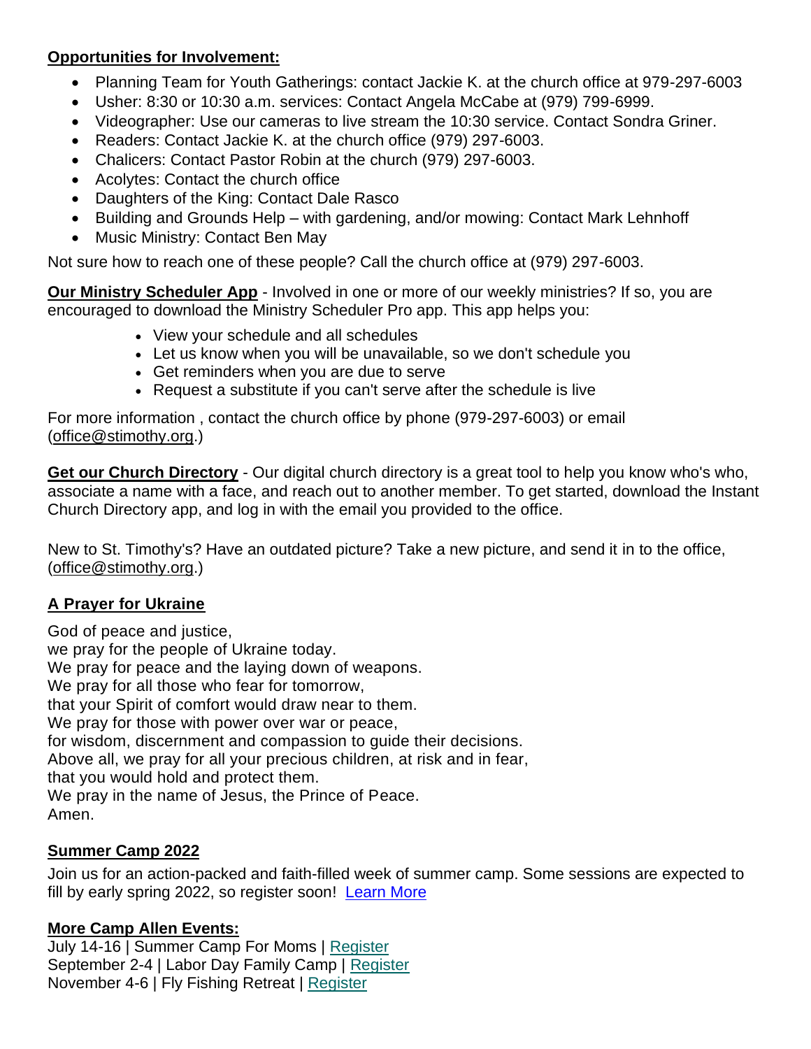**Opportunities for Involvement:**

- Planning Team for Youth Gatherings: contact Jackie K. at the church office at 979-297-6003
- Usher: 8:30 or 10:30 a.m. services: Contact Angela McCabe at (979) 799-6999.
- Videographer: Use our cameras to live stream the 10:30 service. Contact Sondra Griner.
- Readers: Contact Jackie K. at the church office (979) 297-6003.
- Chalicers: Contact Pastor Robin at the church (979) 297-6003.
- Acolytes: Contact the church office
- Daughters of the King: Contact Dale Rasco
- Building and Grounds Help – with gardening, and/or mowing: Contact Mark Lehnhoff
- Music Ministry: Contact Ben May

Not sure how to reach one of these people? Call the church office at (979) 297-6003.

**Our Ministry Scheduler App** - Involved in one or more of our weekly ministries? If so, you are encouraged to download the Ministry Scheduler Pro app. This app helps you:

- View your schedule and all schedules
- Let us know when you will be unavailable, so we don't schedule you
- Get reminders when you are due to serve
- Request a substitute if you can't serve after the schedule is live

For more information , contact the church office by phone (979-297-6003) or email (office@stimothy.org.)

**Get our Church Directory** - Our digital church directory is a great tool to help you know who's who, associate a name with a face, and reach out to another member. To get started, download the Instant Church Directory app, and log in with the email you provided to the office.

New to St. Timothy's? Have an outdated picture? Take a new picture, and send it in to the office, (office@stimothy.org.)

**A Prayer for Ukraine**

God of peace and justice,
we pray for the people of Ukraine today.
We pray for peace and the laying down of weapons.
We pray for all those who fear for tomorrow,
that your Spirit of comfort would draw near to them.
We pray for those with power over war or peace,
for wisdom, discernment and compassion to guide their decisions.
Above all, we pray for all your precious children, at risk and in fear,
that you would hold and protect them.
We pray in the name of Jesus, the Prince of Peace.
Amen.

**Summer Camp 2022**

Join us for an action-packed and faith-filled week of summer camp. Some sessions are expected to fill by early spring 2022, so register soon! Learn More

**More Camp Allen Events:**

July 14-16 | Summer Camp For Moms | Register
September 2-4 | Labor Day Family Camp | Register
November 4-6 | Fly Fishing Retreat | Register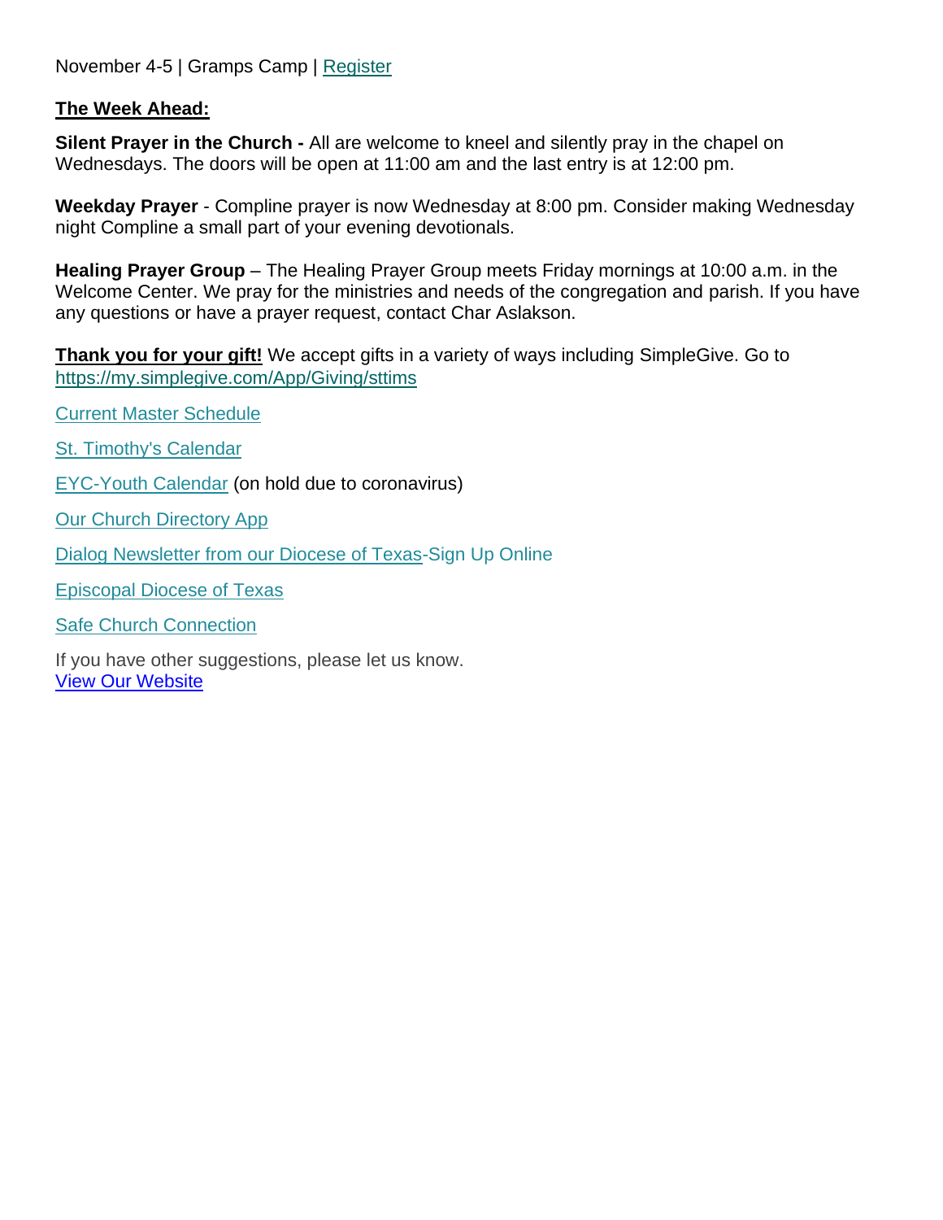November 4-5 | Gramps Camp | Register

**The Week Ahead:**

**Silent Prayer in the Church -** All are welcome to kneel and silently pray in the chapel on Wednesdays. The doors will be open at 11:00 am and the last entry is at 12:00 pm.

**Weekday Prayer** - Compline prayer is now Wednesday at 8:00 pm. Consider making Wednesday night Compline a small part of your evening devotionals.

**Healing Prayer Group** – The Healing Prayer Group meets Friday mornings at 10:00 a.m. in the Welcome Center. We pray for the ministries and needs of the congregation and parish. If you have any questions or have a prayer request, contact Char Aslakson.

**Thank you for your gift!** We accept gifts in a variety of ways including SimpleGive. Go to https://my.simplegive.com/App/Giving/sttims

Current Master Schedule

St. Timothy's Calendar

EYC-Youth Calendar (on hold due to coronavirus)

Our Church Directory App

Dialog Newsletter from our Diocese of Texas-Sign Up Online

Episcopal Diocese of Texas

Safe Church Connection

If you have other suggestions, please let us know.
View Our Website